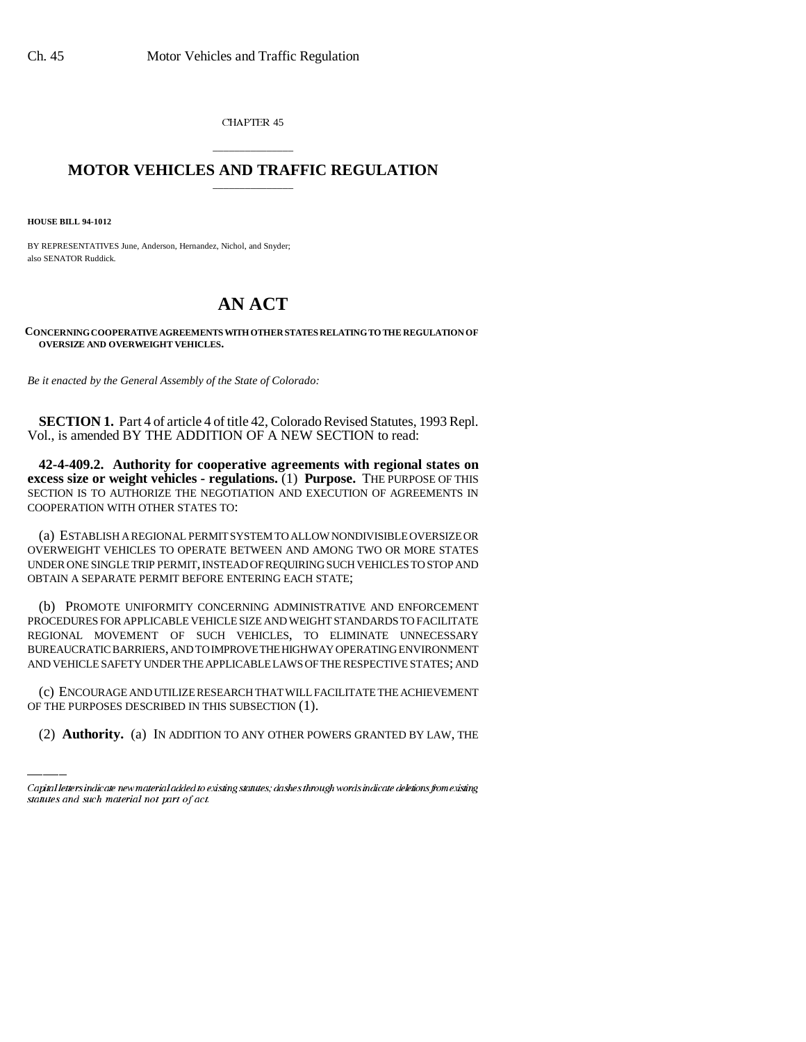CHAPTER 45

## MOTOR VEHICLES AND TRAFFIC REGULATION

**HOUSE BILL 94-1012**

BY REPRESENTATIVES June, Anderson, Hernandez, Nichol, and Snyder;
also SENATOR Ruddick.

# AN ACT

**CONCERNING COOPERATIVE AGREEMENTS WITH OTHER STATES RELATING TO THE REGULATION OF OVERSIZE AND OVERWEIGHT VEHICLES.**

*Be it enacted by the General Assembly of the State of Colorado:*

**SECTION 1.** Part 4 of article 4 of title 42, Colorado Revised Statutes, 1993 Repl. Vol., is amended BY THE ADDITION OF A NEW SECTION to read:

**42-4-409.2. Authority for cooperative agreements with regional states on excess size or weight vehicles - regulations.** (1) **Purpose.** THE PURPOSE OF THIS SECTION IS TO AUTHORIZE THE NEGOTIATION AND EXECUTION OF AGREEMENTS IN COOPERATION WITH OTHER STATES TO:

(a) ESTABLISH A REGIONAL PERMIT SYSTEM TO ALLOW NONDIVISIBLE OVERSIZE OR OVERWEIGHT VEHICLES TO OPERATE BETWEEN AND AMONG TWO OR MORE STATES UNDER ONE SINGLE TRIP PERMIT, INSTEAD OF REQUIRING SUCH VEHICLES TO STOP AND OBTAIN A SEPARATE PERMIT BEFORE ENTERING EACH STATE;

(b) PROMOTE UNIFORMITY CONCERNING ADMINISTRATIVE AND ENFORCEMENT PROCEDURES FOR APPLICABLE VEHICLE SIZE AND WEIGHT STANDARDS TO FACILITATE REGIONAL MOVEMENT OF SUCH VEHICLES, TO ELIMINATE UNNECESSARY BUREAUCRATIC BARRIERS, AND TO IMPROVE THE HIGHWAY OPERATING ENVIRONMENT AND VEHICLE SAFETY UNDER THE APPLICABLE LAWS OF THE RESPECTIVE STATES; AND

(c) ENCOURAGE AND UTILIZE RESEARCH THAT WILL FACILITATE THE ACHIEVEMENT OF THE PURPOSES DESCRIBED IN THIS SUBSECTION (1).

(2) **Authority.** (a) IN ADDITION TO ANY OTHER POWERS GRANTED BY LAW, THE

Capital letters indicate new material added to existing statutes; dashes through words indicate deletions from existing statutes and such material not part of act.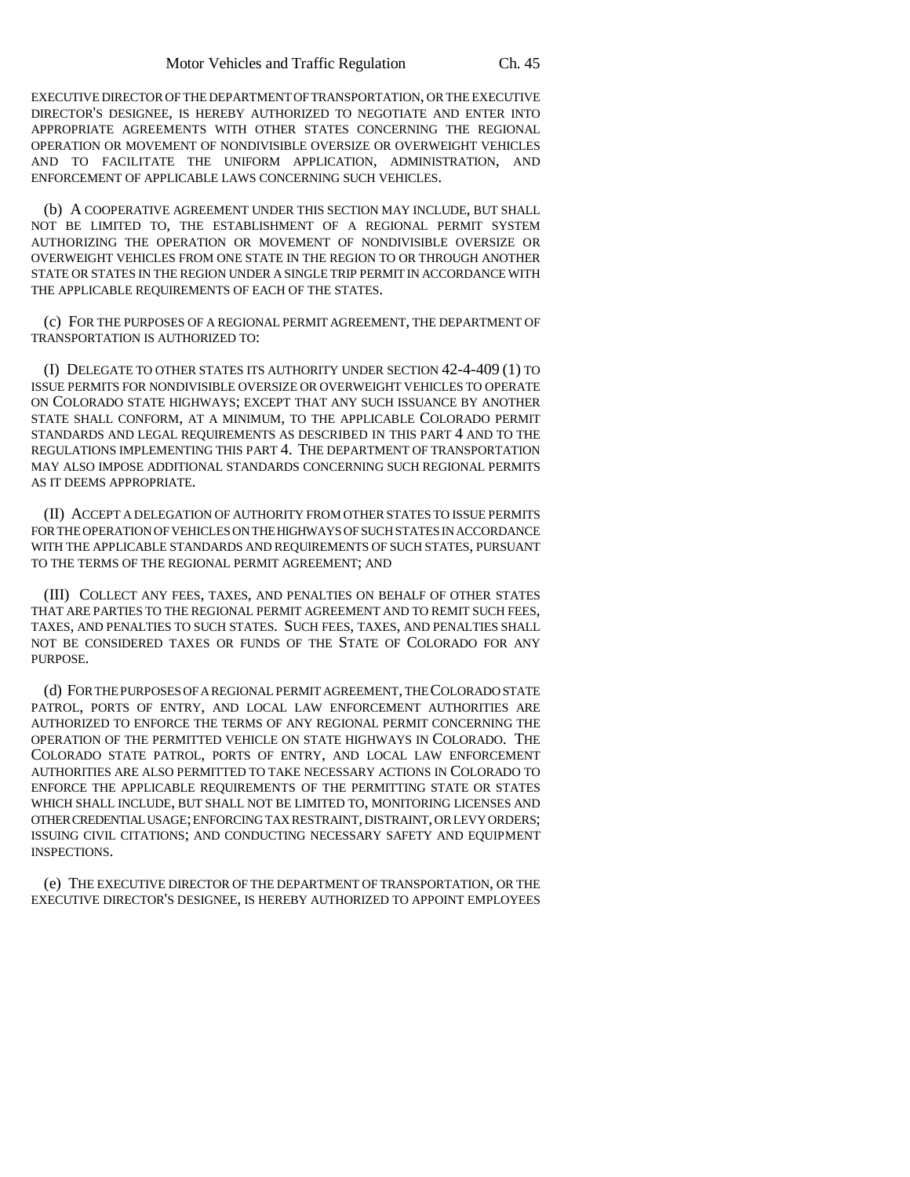EXECUTIVE DIRECTOR OF THE DEPARTMENT OF TRANSPORTATION, OR THE EXECUTIVE DIRECTOR'S DESIGNEE, IS HEREBY AUTHORIZED TO NEGOTIATE AND ENTER INTO APPROPRIATE AGREEMENTS WITH OTHER STATES CONCERNING THE REGIONAL OPERATION OR MOVEMENT OF NONDIVISIBLE OVERSIZE OR OVERWEIGHT VEHICLES AND TO FACILITATE THE UNIFORM APPLICATION, ADMINISTRATION, AND ENFORCEMENT OF APPLICABLE LAWS CONCERNING SUCH VEHICLES.

(b) A COOPERATIVE AGREEMENT UNDER THIS SECTION MAY INCLUDE, BUT SHALL NOT BE LIMITED TO, THE ESTABLISHMENT OF A REGIONAL PERMIT SYSTEM AUTHORIZING THE OPERATION OR MOVEMENT OF NONDIVISIBLE OVERSIZE OR OVERWEIGHT VEHICLES FROM ONE STATE IN THE REGION TO OR THROUGH ANOTHER STATE OR STATES IN THE REGION UNDER A SINGLE TRIP PERMIT IN ACCORDANCE WITH THE APPLICABLE REQUIREMENTS OF EACH OF THE STATES.

(c) FOR THE PURPOSES OF A REGIONAL PERMIT AGREEMENT, THE DEPARTMENT OF TRANSPORTATION IS AUTHORIZED TO:

(I) DELEGATE TO OTHER STATES ITS AUTHORITY UNDER SECTION 42-4-409 (1) TO ISSUE PERMITS FOR NONDIVISIBLE OVERSIZE OR OVERWEIGHT VEHICLES TO OPERATE ON COLORADO STATE HIGHWAYS; EXCEPT THAT ANY SUCH ISSUANCE BY ANOTHER STATE SHALL CONFORM, AT A MINIMUM, TO THE APPLICABLE COLORADO PERMIT STANDARDS AND LEGAL REQUIREMENTS AS DESCRIBED IN THIS PART 4 AND TO THE REGULATIONS IMPLEMENTING THIS PART 4. THE DEPARTMENT OF TRANSPORTATION MAY ALSO IMPOSE ADDITIONAL STANDARDS CONCERNING SUCH REGIONAL PERMITS AS IT DEEMS APPROPRIATE.

(II) ACCEPT A DELEGATION OF AUTHORITY FROM OTHER STATES TO ISSUE PERMITS FOR THE OPERATION OF VEHICLES ON THE HIGHWAYS OF SUCH STATES IN ACCORDANCE WITH THE APPLICABLE STANDARDS AND REQUIREMENTS OF SUCH STATES, PURSUANT TO THE TERMS OF THE REGIONAL PERMIT AGREEMENT; AND

(III) COLLECT ANY FEES, TAXES, AND PENALTIES ON BEHALF OF OTHER STATES THAT ARE PARTIES TO THE REGIONAL PERMIT AGREEMENT AND TO REMIT SUCH FEES, TAXES, AND PENALTIES TO SUCH STATES. SUCH FEES, TAXES, AND PENALTIES SHALL NOT BE CONSIDERED TAXES OR FUNDS OF THE STATE OF COLORADO FOR ANY PURPOSE.

(d) FOR THE PURPOSES OF A REGIONAL PERMIT AGREEMENT, THE COLORADO STATE PATROL, PORTS OF ENTRY, AND LOCAL LAW ENFORCEMENT AUTHORITIES ARE AUTHORIZED TO ENFORCE THE TERMS OF ANY REGIONAL PERMIT CONCERNING THE OPERATION OF THE PERMITTED VEHICLE ON STATE HIGHWAYS IN COLORADO. THE COLORADO STATE PATROL, PORTS OF ENTRY, AND LOCAL LAW ENFORCEMENT AUTHORITIES ARE ALSO PERMITTED TO TAKE NECESSARY ACTIONS IN COLORADO TO ENFORCE THE APPLICABLE REQUIREMENTS OF THE PERMITTING STATE OR STATES WHICH SHALL INCLUDE, BUT SHALL NOT BE LIMITED TO, MONITORING LICENSES AND OTHER CREDENTIAL USAGE; ENFORCING TAX RESTRAINT, DISTRAINT, OR LEVY ORDERS; ISSUING CIVIL CITATIONS; AND CONDUCTING NECESSARY SAFETY AND EQUIPMENT INSPECTIONS.

(e) THE EXECUTIVE DIRECTOR OF THE DEPARTMENT OF TRANSPORTATION, OR THE EXECUTIVE DIRECTOR'S DESIGNEE, IS HEREBY AUTHORIZED TO APPOINT EMPLOYEES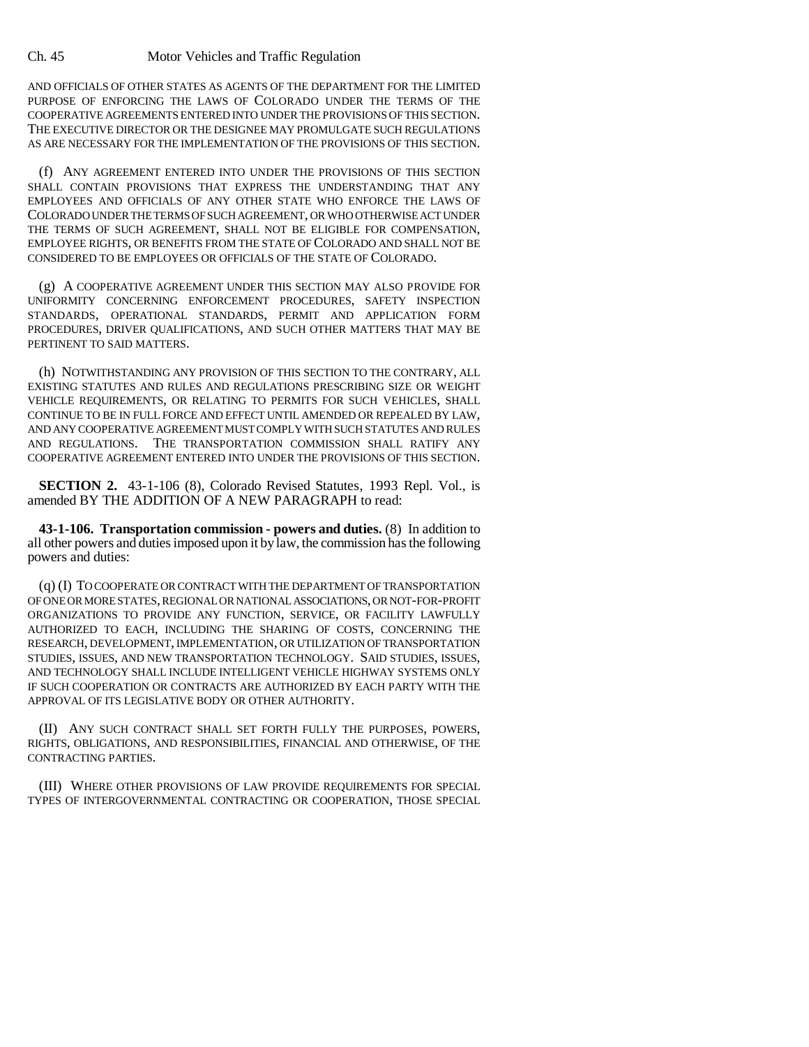AND OFFICIALS OF OTHER STATES AS AGENTS OF THE DEPARTMENT FOR THE LIMITED PURPOSE OF ENFORCING THE LAWS OF COLORADO UNDER THE TERMS OF THE COOPERATIVE AGREEMENTS ENTERED INTO UNDER THE PROVISIONS OF THIS SECTION. THE EXECUTIVE DIRECTOR OR THE DESIGNEE MAY PROMULGATE SUCH REGULATIONS AS ARE NECESSARY FOR THE IMPLEMENTATION OF THE PROVISIONS OF THIS SECTION.

(f) ANY AGREEMENT ENTERED INTO UNDER THE PROVISIONS OF THIS SECTION SHALL CONTAIN PROVISIONS THAT EXPRESS THE UNDERSTANDING THAT ANY EMPLOYEES AND OFFICIALS OF ANY OTHER STATE WHO ENFORCE THE LAWS OF COLORADO UNDER THE TERMS OF SUCH AGREEMENT, OR WHO OTHERWISE ACT UNDER THE TERMS OF SUCH AGREEMENT, SHALL NOT BE ELIGIBLE FOR COMPENSATION, EMPLOYEE RIGHTS, OR BENEFITS FROM THE STATE OF COLORADO AND SHALL NOT BE CONSIDERED TO BE EMPLOYEES OR OFFICIALS OF THE STATE OF COLORADO.

(g) A COOPERATIVE AGREEMENT UNDER THIS SECTION MAY ALSO PROVIDE FOR UNIFORMITY CONCERNING ENFORCEMENT PROCEDURES, SAFETY INSPECTION STANDARDS, OPERATIONAL STANDARDS, PERMIT AND APPLICATION FORM PROCEDURES, DRIVER QUALIFICATIONS, AND SUCH OTHER MATTERS THAT MAY BE PERTINENT TO SAID MATTERS.

(h) NOTWITHSTANDING ANY PROVISION OF THIS SECTION TO THE CONTRARY, ALL EXISTING STATUTES AND RULES AND REGULATIONS PRESCRIBING SIZE OR WEIGHT VEHICLE REQUIREMENTS, OR RELATING TO PERMITS FOR SUCH VEHICLES, SHALL CONTINUE TO BE IN FULL FORCE AND EFFECT UNTIL AMENDED OR REPEALED BY LAW, AND ANY COOPERATIVE AGREEMENT MUST COMPLY WITH SUCH STATUTES AND RULES AND REGULATIONS. THE TRANSPORTATION COMMISSION SHALL RATIFY ANY COOPERATIVE AGREEMENT ENTERED INTO UNDER THE PROVISIONS OF THIS SECTION.

**SECTION 2.** 43-1-106 (8), Colorado Revised Statutes, 1993 Repl. Vol., is amended BY THE ADDITION OF A NEW PARAGRAPH to read:

**43-1-106. Transportation commission - powers and duties.** (8) In addition to all other powers and duties imposed upon it by law, the commission has the following powers and duties:

(q) (I) TO COOPERATE OR CONTRACT WITH THE DEPARTMENT OF TRANSPORTATION OF ONE OR MORE STATES, REGIONAL OR NATIONAL ASSOCIATIONS, OR NOT-FOR-PROFIT ORGANIZATIONS TO PROVIDE ANY FUNCTION, SERVICE, OR FACILITY LAWFULLY AUTHORIZED TO EACH, INCLUDING THE SHARING OF COSTS, CONCERNING THE RESEARCH, DEVELOPMENT, IMPLEMENTATION, OR UTILIZATION OF TRANSPORTATION STUDIES, ISSUES, AND NEW TRANSPORTATION TECHNOLOGY. SAID STUDIES, ISSUES, AND TECHNOLOGY SHALL INCLUDE INTELLIGENT VEHICLE HIGHWAY SYSTEMS ONLY IF SUCH COOPERATION OR CONTRACTS ARE AUTHORIZED BY EACH PARTY WITH THE APPROVAL OF ITS LEGISLATIVE BODY OR OTHER AUTHORITY.

(II) ANY SUCH CONTRACT SHALL SET FORTH FULLY THE PURPOSES, POWERS, RIGHTS, OBLIGATIONS, AND RESPONSIBILITIES, FINANCIAL AND OTHERWISE, OF THE CONTRACTING PARTIES.

(III) WHERE OTHER PROVISIONS OF LAW PROVIDE REQUIREMENTS FOR SPECIAL TYPES OF INTERGOVERNMENTAL CONTRACTING OR COOPERATION, THOSE SPECIAL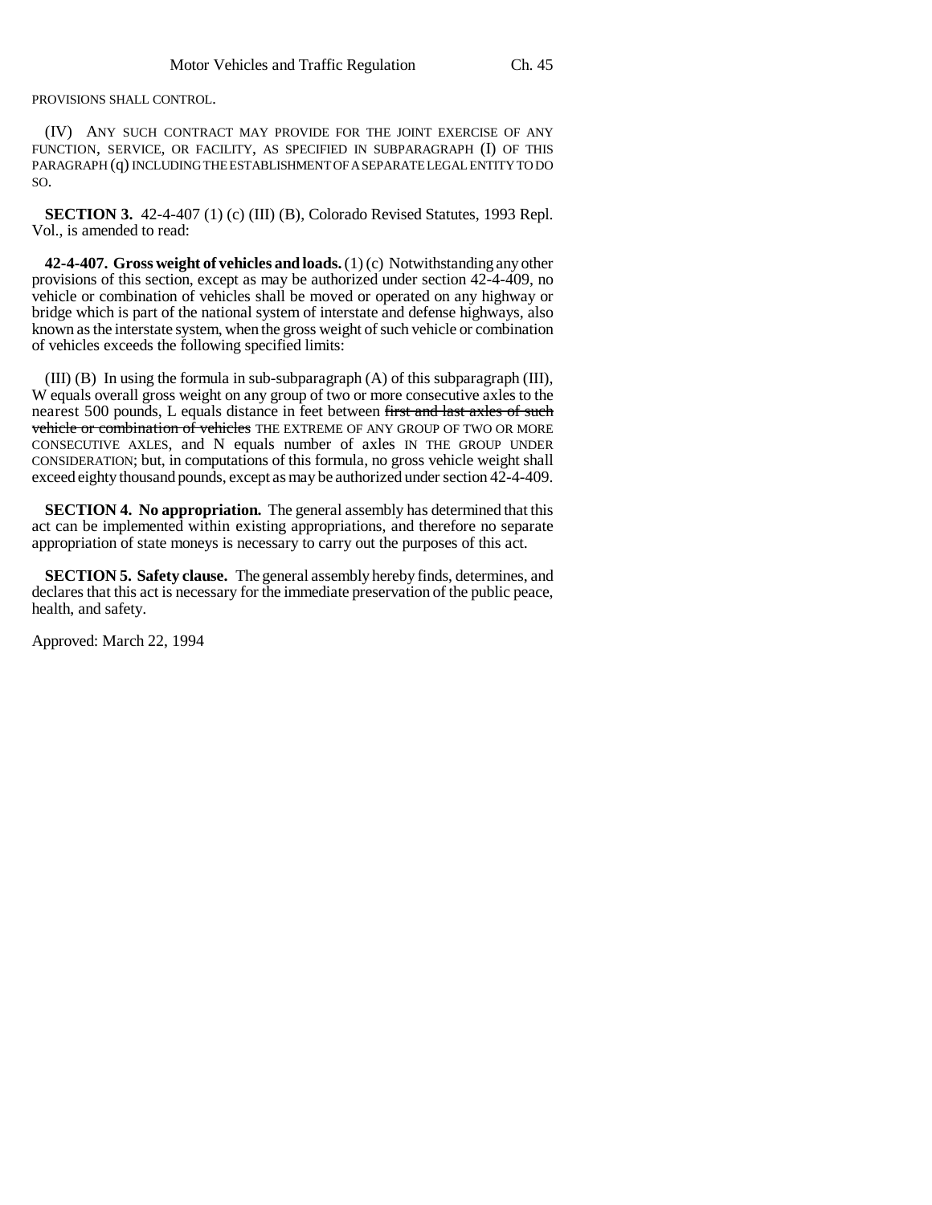PROVISIONS SHALL CONTROL.

(IV) ANY SUCH CONTRACT MAY PROVIDE FOR THE JOINT EXERCISE OF ANY FUNCTION, SERVICE, OR FACILITY, AS SPECIFIED IN SUBPARAGRAPH (I) OF THIS PARAGRAPH (q) INCLUDING THE ESTABLISHMENT OF A SEPARATE LEGAL ENTITY TO DO SO.

**SECTION 3.** 42-4-407 (1) (c) (III) (B), Colorado Revised Statutes, 1993 Repl. Vol., is amended to read:

**42-4-407. Gross weight of vehicles and loads.** (1) (c) Notwithstanding any other provisions of this section, except as may be authorized under section 42-4-409, no vehicle or combination of vehicles shall be moved or operated on any highway or bridge which is part of the national system of interstate and defense highways, also known as the interstate system, when the gross weight of such vehicle or combination of vehicles exceeds the following specified limits:

(III) (B) In using the formula in sub-subparagraph (A) of this subparagraph (III), W equals overall gross weight on any group of two or more consecutive axles to the nearest 500 pounds, L equals distance in feet between ~~first and last axles of such vehicle or combination of vehicles~~ THE EXTREME OF ANY GROUP OF TWO OR MORE CONSECUTIVE AXLES, and N equals number of axles IN THE GROUP UNDER CONSIDERATION; but, in computations of this formula, no gross vehicle weight shall exceed eighty thousand pounds, except as may be authorized under section 42-4-409.

**SECTION 4. No appropriation.** The general assembly has determined that this act can be implemented within existing appropriations, and therefore no separate appropriation of state moneys is necessary to carry out the purposes of this act.

**SECTION 5. Safety clause.** The general assembly hereby finds, determines, and declares that this act is necessary for the immediate preservation of the public peace, health, and safety.

Approved: March 22, 1994